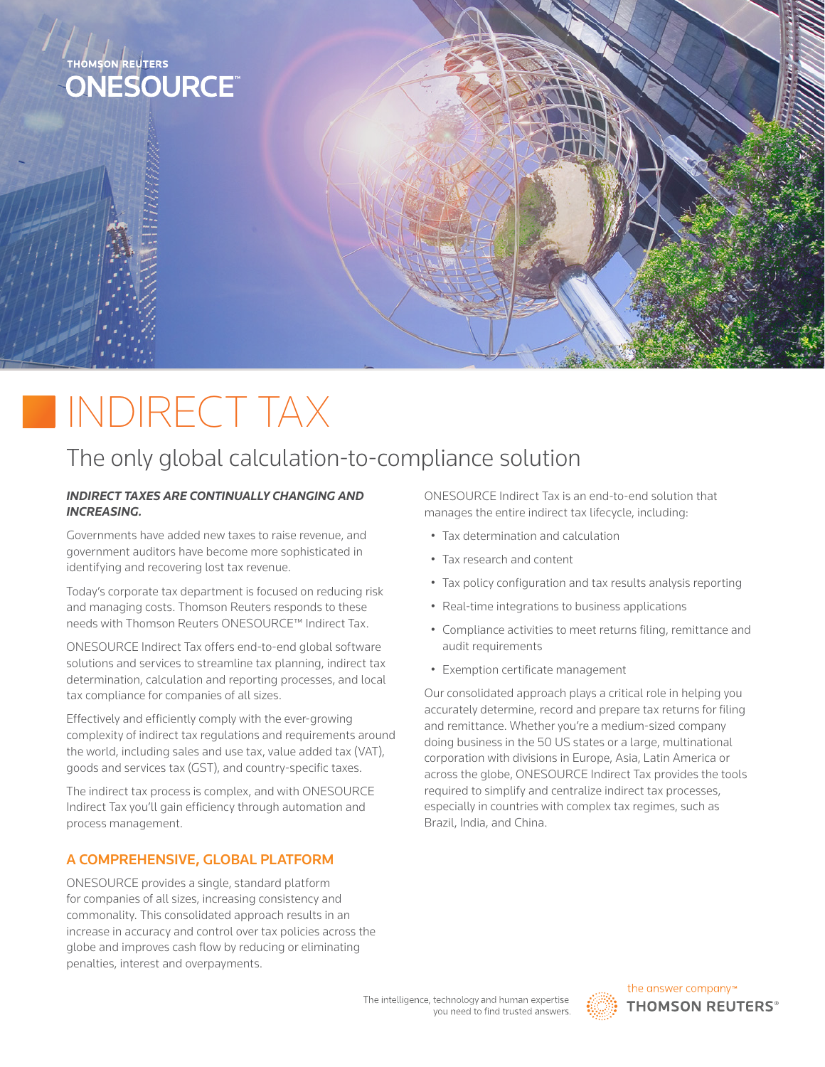THOMSON REUTERS
ONESOURCE™

# INDIRECT TAX

## The only global calculation-to-compliance solution

***INDIRECT TAXES ARE CONTINUALLY CHANGING AND INCREASING.***

Governments have added new taxes to raise revenue, and government auditors have become more sophisticated in identifying and recovering lost tax revenue.

Today's corporate tax department is focused on reducing risk and managing costs. Thomson Reuters responds to these needs with Thomson Reuters ONESOURCE™ Indirect Tax.

ONESOURCE Indirect Tax offers end-to-end global software solutions and services to streamline tax planning, indirect tax determination, calculation and reporting processes, and local tax compliance for companies of all sizes.

Effectively and efficiently comply with the ever-growing complexity of indirect tax regulations and requirements around the world, including sales and use tax, value added tax (VAT), goods and services tax (GST), and country-specific taxes.

The indirect tax process is complex, and with ONESOURCE Indirect Tax you'll gain efficiency through automation and process management.

### A COMPREHENSIVE, GLOBAL PLATFORM

ONESOURCE provides a single, standard platform for companies of all sizes, increasing consistency and commonality. This consolidated approach results in an increase in accuracy and control over tax policies across the globe and improves cash flow by reducing or eliminating penalties, interest and overpayments.

ONESOURCE Indirect Tax is an end-to-end solution that manages the entire indirect tax lifecycle, including:

- Tax determination and calculation
- Tax research and content
- Tax policy configuration and tax results analysis reporting
- Real-time integrations to business applications
- Compliance activities to meet returns filing, remittance and audit requirements
- Exemption certificate management

Our consolidated approach plays a critical role in helping you accurately determine, record and prepare tax returns for filing and remittance. Whether you're a medium-sized company doing business in the 50 US states or a large, multinational corporation with divisions in Europe, Asia, Latin America or across the globe, ONESOURCE Indirect Tax provides the tools required to simplify and centralize indirect tax processes, especially in countries with complex tax regimes, such as Brazil, India, and China.

The intelligence, technology and human expertise you need to find trusted answers.

the answer company™
THOMSON REUTERS®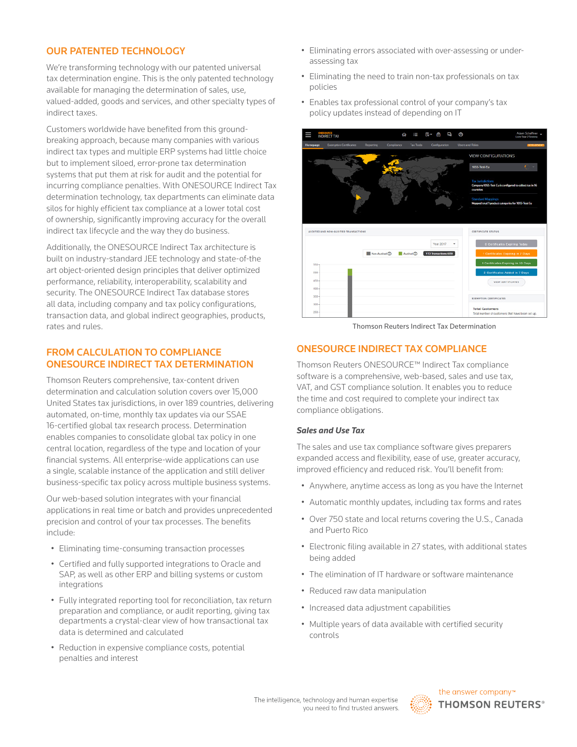## OUR PATENTED TECHNOLOGY

We're transforming technology with our patented universal tax determination engine. This is the only patented technology available for managing the determination of sales, use, valued-added, goods and services, and other specialty types of indirect taxes.

Customers worldwide have benefited from this ground-breaking approach, because many companies with various indirect tax types and multiple ERP systems had little choice but to implement siloed, error-prone tax determination systems that put them at risk for audit and the potential for incurring compliance penalties. With ONESOURCE Indirect Tax determination technology, tax departments can eliminate data silos for highly efficient tax compliance at a lower total cost of ownership, significantly improving accuracy for the overall indirect tax lifecycle and the way they do business.

Additionally, the ONESOURCE Indirect Tax architecture is built on industry-standard JEE technology and state-of-the art object-oriented design principles that deliver optimized performance, reliability, interoperability, scalability and security. The ONESOURCE Indirect Tax database stores all data, including company and tax policy configurations, transaction data, and global indirect geographies, products, rates and rules.

## FROM CALCULATION TO COMPLIANCE ONESOURCE INDIRECT TAX DETERMINATION

Thomson Reuters comprehensive, tax-content driven determination and calculation solution covers over 15,000 United States tax jurisdictions, in over 189 countries, delivering automated, on-time, monthly tax updates via our SSAE 16-certified global tax research process. Determination enables companies to consolidate global tax policy in one central location, regardless of the type and location of your financial systems. All enterprise-wide applications can use a single, scalable instance of the application and still deliver business-specific tax policy across multiple business systems.

Our web-based solution integrates with your financial applications in real time or batch and provides unprecedented precision and control of your tax processes. The benefits include:

- Eliminating time-consuming transaction processes
- Certified and fully supported integrations to Oracle and SAP, as well as other ERP and billing systems or custom integrations
- Fully integrated reporting tool for reconciliation, tax return preparation and compliance, or audit reporting, giving tax departments a crystal-clear view of how transactional tax data is determined and calculated
- Reduction in expensive compliance costs, potential penalties and interest
- Eliminating errors associated with over-assessing or under-assessing tax
- Eliminating the need to train non-tax professionals on tax policies
- Enables tax professional control of your company's tax policy updates instead of depending on IT

Thomson Reuters Indirect Tax Determination

## ONESOURCE INDIRECT TAX COMPLIANCE

Thomson Reuters ONESOURCE™ Indirect Tax compliance software is a comprehensive, web-based, sales and use tax, VAT, and GST compliance solution. It enables you to reduce the time and cost required to complete your indirect tax compliance obligations.

### *Sales and Use Tax*

The sales and use tax compliance software gives preparers expanded access and flexibility, ease of use, greater accuracy, improved efficiency and reduced risk. You'll benefit from:

- Anywhere, anytime access as long as you have the Internet
- Automatic monthly updates, including tax forms and rates
- Over 750 state and local returns covering the U.S., Canada and Puerto Rico
- Electronic filing available in 27 states, with additional states being added
- The elimination of IT hardware or software maintenance
- Reduced raw data manipulation
- Increased data adjustment capabilities
- Multiple years of data available with certified security controls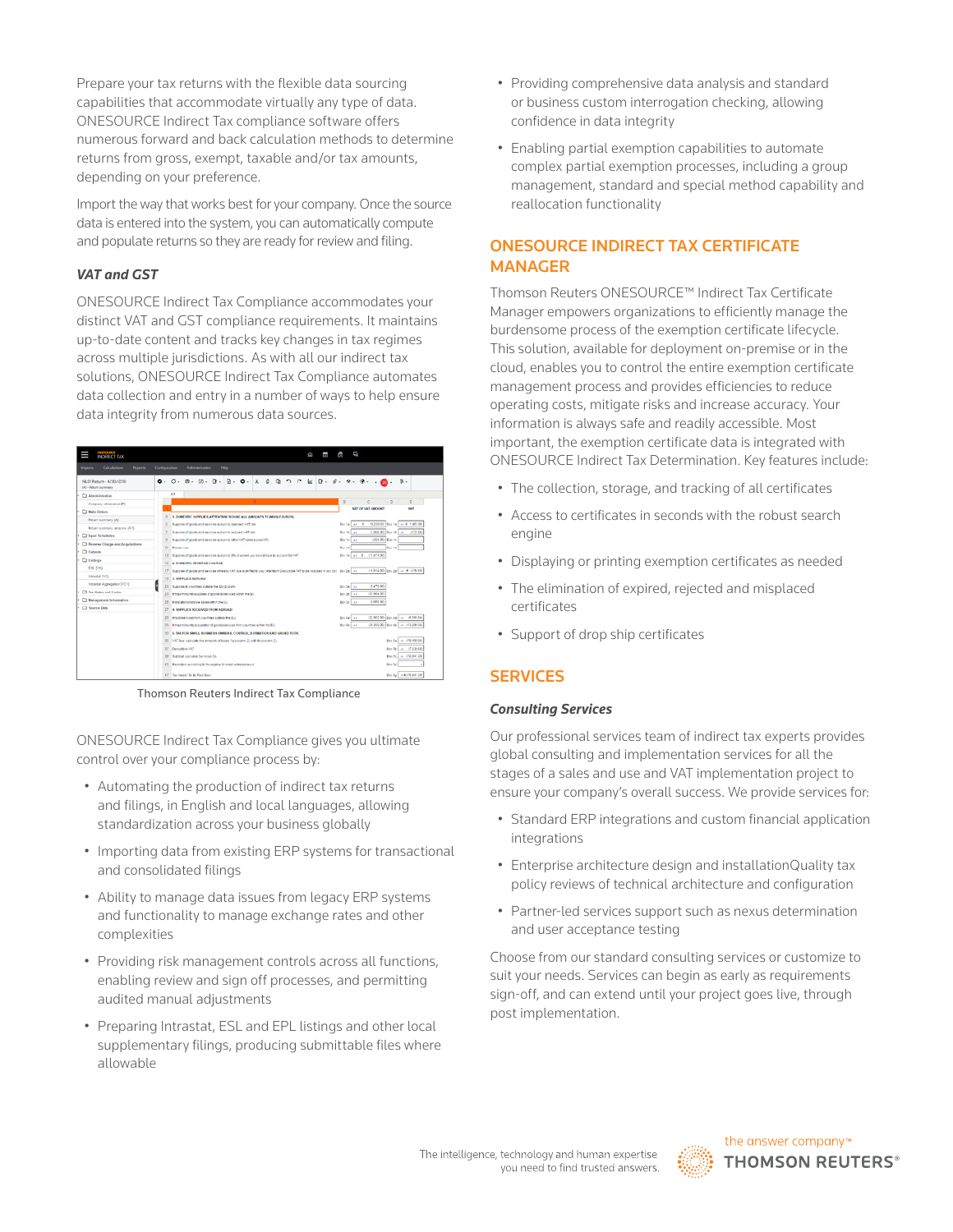Prepare your tax returns with the flexible data sourcing capabilities that accommodate virtually any type of data. ONESOURCE Indirect Tax compliance software offers numerous forward and back calculation methods to determine returns from gross, exempt, taxable and/or tax amounts, depending on your preference.

Import the way that works best for your company. Once the source data is entered into the system, you can automatically compute and populate returns so they are ready for review and filing.

### *VAT and GST*

ONESOURCE Indirect Tax Compliance accommodates your distinct VAT and GST compliance requirements. It maintains up-to-date content and tracks key changes in tax regimes across multiple jurisdictions. As with all our indirect tax solutions, ONESOURCE Indirect Tax Compliance automates data collection and entry in a number of ways to help ensure data integrity from numerous data sources.

Thomson Reuters Indirect Tax Compliance

ONESOURCE Indirect Tax Compliance gives you ultimate control over your compliance process by:

- Automating the production of indirect tax returns and filings, in English and local languages, allowing standardization across your business globally
- Importing data from existing ERP systems for transactional and consolidated filings
- Ability to manage data issues from legacy ERP systems and functionality to manage exchange rates and other complexities
- Providing risk management controls across all functions, enabling review and sign off processes, and permitting audited manual adjustments
- Preparing Intrastat, ESL and EPL listings and other local supplementary filings, producing submittable files where allowable
- Providing comprehensive data analysis and standard or business custom interrogation checking, allowing confidence in data integrity
- Enabling partial exemption capabilities to automate complex partial exemption processes, including a group management, standard and special method capability and reallocation functionality

## ONESOURCE INDIRECT TAX CERTIFICATE MANAGER

Thomson Reuters ONESOURCE™ Indirect Tax Certificate Manager empowers organizations to efficiently manage the burdensome process of the exemption certificate lifecycle. This solution, available for deployment on-premise or in the cloud, enables you to control the entire exemption certificate management process and provides efficiencies to reduce operating costs, mitigate risks and increase accuracy. Your information is always safe and readily accessible. Most important, the exemption certificate data is integrated with ONESOURCE Indirect Tax Determination. Key features include:

- The collection, storage, and tracking of all certificates
- Access to certificates in seconds with the robust search engine
- Displaying or printing exemption certificates as needed
- The elimination of expired, rejected and misplaced certificates
- Support of drop ship certificates

## SERVICES

### *Consulting Services*

Our professional services team of indirect tax experts provides global consulting and implementation services for all the stages of a sales and use and VAT implementation project to ensure your company's overall success. We provide services for:

- Standard ERP integrations and custom financial application integrations
- Enterprise architecture design and installationQuality tax policy reviews of technical architecture and configuration
- Partner-led services support such as nexus determination and user acceptance testing

Choose from our standard consulting services or customize to suit your needs. Services can begin as early as requirements sign-off, and can extend until your project goes live, through post implementation.

The intelligence, technology and human expertise you need to find trusted answers.

the answer company™ THOMSON REUTERS®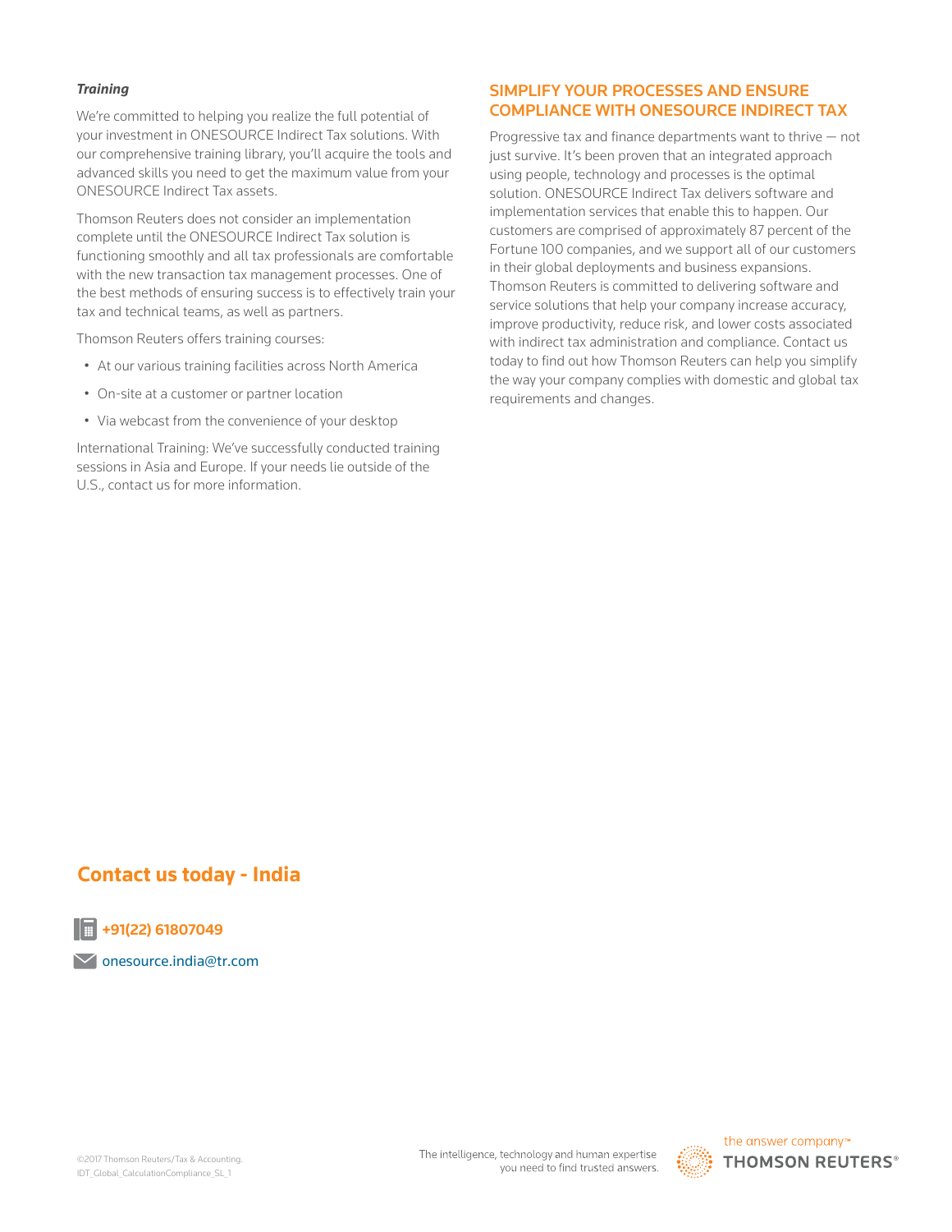***Training***

We're committed to helping you realize the full potential of your investment in ONESOURCE Indirect Tax solutions. With our comprehensive training library, you'll acquire the tools and advanced skills you need to get the maximum value from your ONESOURCE Indirect Tax assets.

Thomson Reuters does not consider an implementation complete until the ONESOURCE Indirect Tax solution is functioning smoothly and all tax professionals are comfortable with the new transaction tax management processes. One of the best methods of ensuring success is to effectively train your tax and technical teams, as well as partners.

Thomson Reuters offers training courses:

- At our various training facilities across North America
- On-site at a customer or partner location
- Via webcast from the convenience of your desktop

International Training: We've successfully conducted training sessions in Asia and Europe. If your needs lie outside of the U.S., contact us for more information.

## SIMPLIFY YOUR PROCESSES AND ENSURE COMPLIANCE WITH ONESOURCE INDIRECT TAX

Progressive tax and finance departments want to thrive — not just survive. It's been proven that an integrated approach using people, technology and processes is the optimal solution. ONESOURCE Indirect Tax delivers software and implementation services that enable this to happen. Our customers are comprised of approximately 87 percent of the Fortune 100 companies, and we support all of our customers in their global deployments and business expansions. Thomson Reuters is committed to delivering software and service solutions that help your company increase accuracy, improve productivity, reduce risk, and lower costs associated with indirect tax administration and compliance. Contact us today to find out how Thomson Reuters can help you simplify the way your company complies with domestic and global tax requirements and changes.

## Contact us today - India

**+91(22) 61807049**

onesource.india@tr.com

©2017 Thomson Reuters/Tax & Accounting.
IDT_Global_CalculationCompliance_SL_1

The intelligence, technology and human expertise you need to find trusted answers.

the answer company™
THOMSON REUTERS®